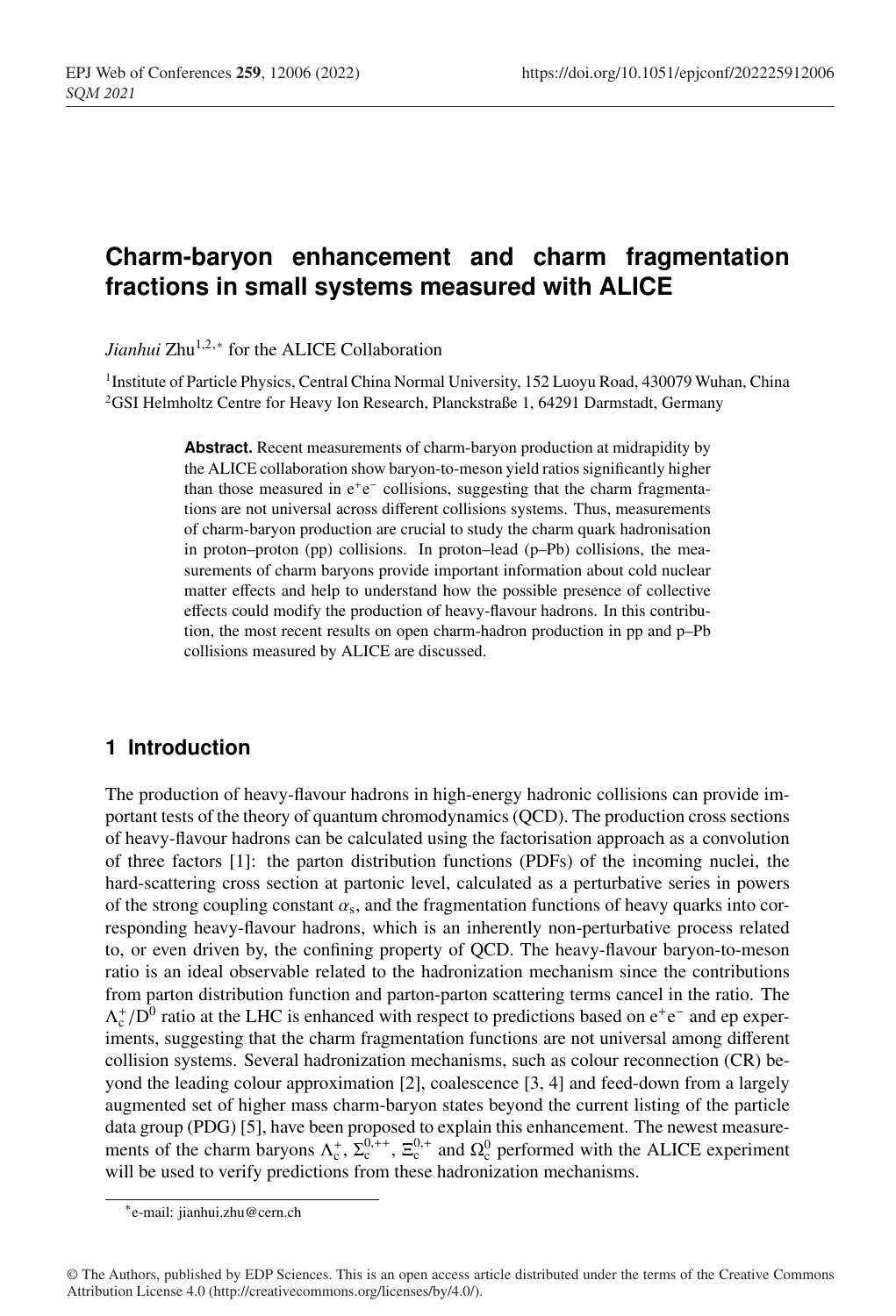# Charm-baryon enhancement and charm fragmentation fractions in small systems measured with ALICE

*Jianhui* Zhu[1,2,*] for the ALICE Collaboration

[1]Institute of Particle Physics, Central China Normal University, 152 Luoyu Road, 430079 Wuhan, China
[2]GSI Helmholtz Centre for Heavy Ion Research, Planckstraße 1, 64291 Darmstadt, Germany

**Abstract.** Recent measurements of charm-baryon production at midrapidity by the ALICE collaboration show baryon-to-meson yield ratios significantly higher than those measured in $e^+e^-$ collisions, suggesting that the charm fragmentations are not universal across different collisions systems. Thus, measurements of charm-baryon production are crucial to study the charm quark hadronisation in proton–proton (pp) collisions. In proton–lead (p–Pb) collisions, the measurements of charm baryons provide important information about cold nuclear matter effects and help to understand how the possible presence of collective effects could modify the production of heavy-flavour hadrons. In this contribution, the most recent results on open charm-hadron production in pp and p–Pb collisions measured by ALICE are discussed.

## 1 Introduction

The production of heavy-flavour hadrons in high-energy hadronic collisions can provide important tests of the theory of quantum chromodynamics (QCD). The production cross sections of heavy-flavour hadrons can be calculated using the factorisation approach as a convolution of three factors [1]: the parton distribution functions (PDFs) of the incoming nuclei, the hard-scattering cross section at partonic level, calculated as a perturbative series in powers of the strong coupling constant $\alpha_s$, and the fragmentation functions of heavy quarks into corresponding heavy-flavour hadrons, which is an inherently non-perturbative process related to, or even driven by, the confining property of QCD. The heavy-flavour baryon-to-meson ratio is an ideal observable related to the hadronization mechanism since the contributions from parton distribution function and parton-parton scattering terms cancel in the ratio. The $\Lambda_c^+/D^0$ ratio at the LHC is enhanced with respect to predictions based on $e^+e^-$ and ep experiments, suggesting that the charm fragmentation functions are not universal among different collision systems. Several hadronization mechanisms, such as colour reconnection (CR) beyond the leading colour approximation [2], coalescence [3, 4] and feed-down from a largely augmented set of higher mass charm-baryon states beyond the current listing of the particle data group (PDG) [5], have been proposed to explain this enhancement. The newest measurements of the charm baryons $\Lambda_c^+$, $\Sigma_c^{0,++}$, $\Xi_c^{0,+}$ and $\Omega_c^0$ performed with the ALICE experiment will be used to verify predictions from these hadronization mechanisms.

[*]e-mail: jianhui.zhu@cern.ch

© The Authors, published by EDP Sciences. This is an open access article distributed under the terms of the Creative Commons Attribution License 4.0 (http://creativecommons.org/licenses/by/4.0/).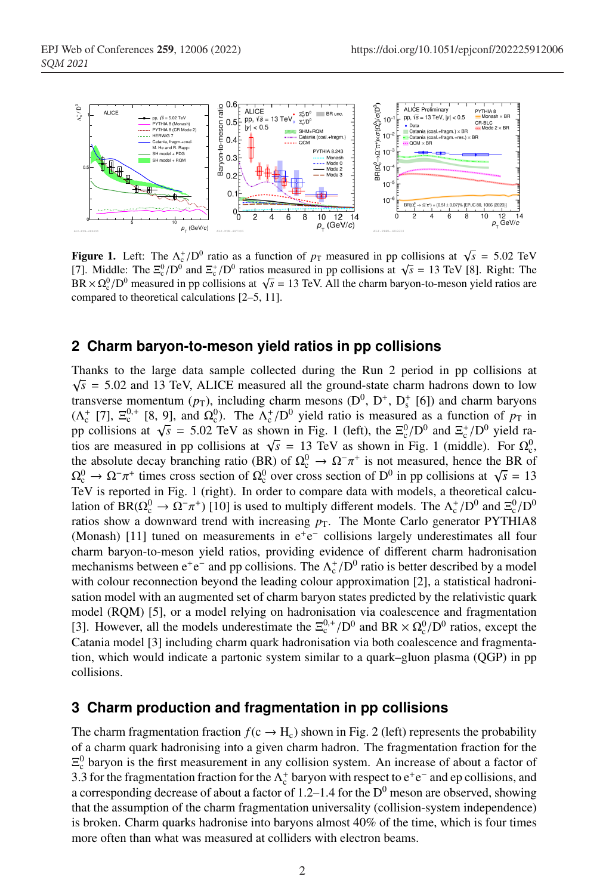**Figure 1.** Left: The $\Lambda_c^+/D^0$ ratio as a function of $p_T$ measured in pp collisions at $\sqrt{s}$ = 5.02 TeV [7]. Middle: The $\Xi_c^0/D^0$ and $\Xi_c^+/D^0$ ratios measured in pp collisions at $\sqrt{s}$ = 13 TeV [8]. Right: The BR $\times$ $\Omega_c^0/D^0$ measured in pp collisions at $\sqrt{s}$ = 13 TeV. All the charm baryon-to-meson yield ratios are compared to theoretical calculations [2–5, 11].

## 2 Charm baryon-to-meson yield ratios in pp collisions

Thanks to the large data sample collected during the Run 2 period in pp collisions at $\sqrt{s}$ = 5.02 and 13 TeV, ALICE measured all the ground-state charm hadrons down to low transverse momentum ($p_T$), including charm mesons ($D^0$, $D^+$, $D_s^+$ [6]) and charm baryons ($\Lambda_c^+$ [7], $\Xi_c^{0,+}$ [8, 9], and $\Omega_c^0$). The $\Lambda_c^+/D^0$ yield ratio is measured as a function of $p_T$ in pp collisions at $\sqrt{s}$ = 5.02 TeV as shown in Fig. 1 (left), the $\Xi_c^0/D^0$ and $\Xi_c^+/D^0$ yield ratios are measured in pp collisions at $\sqrt{s}$ = 13 TeV as shown in Fig. 1 (middle). For $\Omega_c^0$, the absolute decay branching ratio (BR) of $\Omega_c^0 \to \Omega^-\pi^+$ is not measured, hence the BR of $\Omega_c^0 \to \Omega^-\pi^+$ times cross section of $\Omega_c^0$ over cross section of $D^0$ in pp collisions at $\sqrt{s}$ = 13 TeV is reported in Fig. 1 (right). In order to compare data with models, a theoretical calculation of BR($\Omega_c^0 \to \Omega^-\pi^+$) [10] is used to multiply different models. The $\Lambda_c^+/D^0$ and $\Xi_c^0/D^0$ ratios show a downward trend with increasing $p_T$. The Monte Carlo generator PYTHIA8 (Monash) [11] tuned on measurements in $e^+e^-$ collisions largely underestimates all four charm baryon-to-meson yield ratios, providing evidence of different charm hadronisation mechanisms between $e^+e^-$ and pp collisions. The $\Lambda_c^+/D^0$ ratio is better described by a model with colour reconnection beyond the leading colour approximation [2], a statistical hadronisation model with an augmented set of charm baryon states predicted by the relativistic quark model (RQM) [5], or a model relying on hadronisation via coalescence and fragmentation [3]. However, all the models underestimate the $\Xi_c^{0,+}/D^0$ and BR $\times$ $\Omega_c^0/D^0$ ratios, except the Catania model [3] including charm quark hadronisation via both coalescence and fragmentation, which would indicate a partonic system similar to a quark–gluon plasma (QGP) in pp collisions.

## 3 Charm production and fragmentation in pp collisions

The charm fragmentation fraction $f(c \to H_c)$ shown in Fig. 2 (left) represents the probability of a charm quark hadronising into a given charm hadron. The fragmentation fraction for the $\Xi_c^0$ baryon is the first measurement in any collision system. An increase of about a factor of 3.3 for the fragmentation fraction for the $\Lambda_c^+$ baryon with respect to $e^+e^-$ and ep collisions, and a corresponding decrease of about a factor of 1.2–1.4 for the $D^0$ meson are observed, showing that the assumption of the charm fragmentation universality (collision-system independence) is broken. Charm quarks hadronise into baryons almost 40% of the time, which is four times more often than what was measured at colliders with electron beams.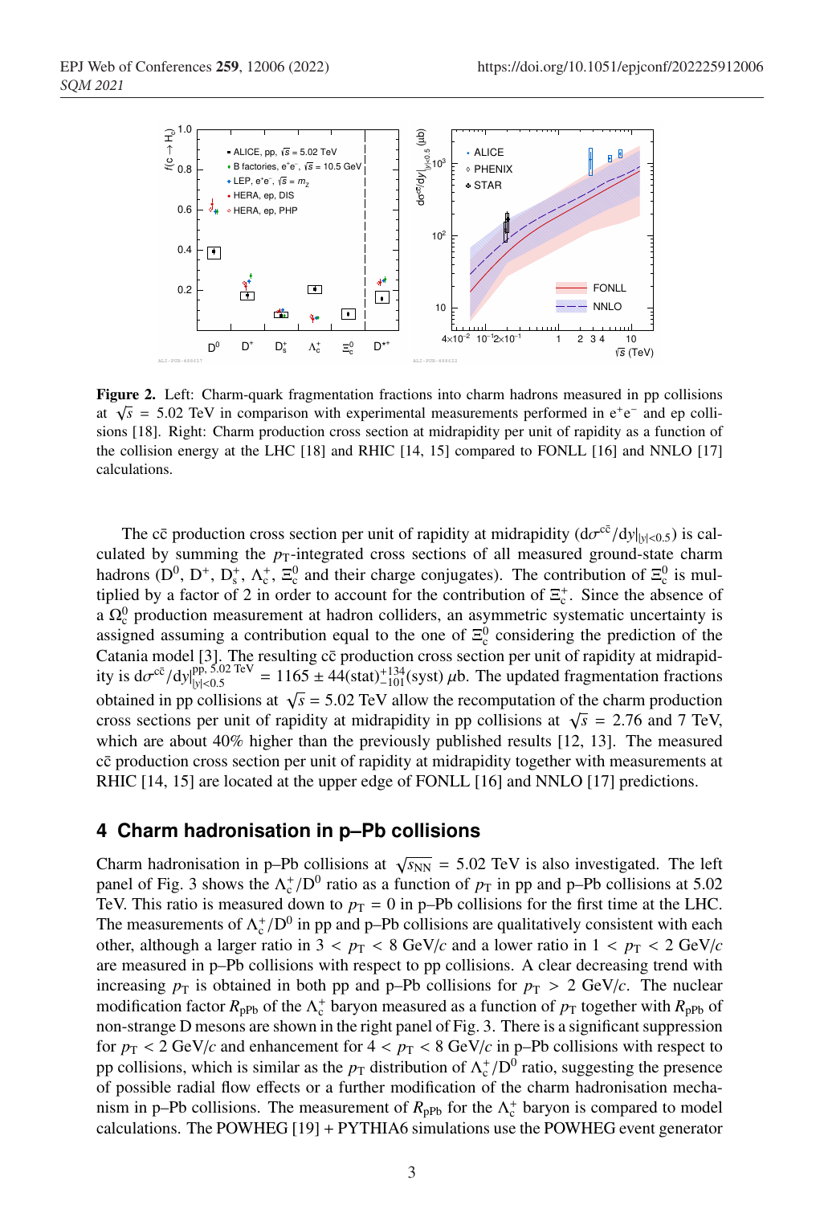**Figure 2.** Left: Charm-quark fragmentation fractions into charm hadrons measured in pp collisions at $\sqrt{s}$ = 5.02 TeV in comparison with experimental measurements performed in $e^+e^-$ and ep collisions [18]. Right: Charm production cross section at midrapidity per unit of rapidity as a function of the collision energy at the LHC [18] and RHIC [14, 15] compared to FONLL [16] and NNLO [17] calculations.

The $c\bar{c}$ production cross section per unit of rapidity at midrapidity ($d\sigma^{c\bar{c}}/dy|_{|y|<0.5}$) is calculated by summing the $p_T$-integrated cross sections of all measured ground-state charm hadrons ($D^0$, $D^+$, $D_s^+$, $\Lambda_c^+$, $\Xi_c^0$ and their charge conjugates). The contribution of $\Xi_c^0$ is multiplied by a factor of 2 in order to account for the contribution of $\Xi_c^+$. Since the absence of a $\Omega_c^0$ production measurement at hadron colliders, an asymmetric systematic uncertainty is assigned assuming a contribution equal to the one of $\Xi_c^0$ considering the prediction of the Catania model [3]. The resulting $c\bar{c}$ production cross section per unit of rapidity at midrapidity is $d\sigma^{c\bar{c}}/dy|^{pp,\, 5.02\ \mathrm{TeV}}_{|y|<0.5} = 1165 \pm 44(\mathrm{stat})^{+134}_{-101}(\mathrm{syst})\ \mu\mathrm{b}$. The updated fragmentation fractions obtained in pp collisions at $\sqrt{s}$ = 5.02 TeV allow the recomputation of the charm production cross sections per unit of rapidity at midrapidity in pp collisions at $\sqrt{s}$ = 2.76 and 7 TeV, which are about 40% higher than the previously published results [12, 13]. The measured $c\bar{c}$ production cross section per unit of rapidity at midrapidity together with measurements at RHIC [14, 15] are located at the upper edge of FONLL [16] and NNLO [17] predictions.

## 4 Charm hadronisation in p–Pb collisions

Charm hadronisation in p–Pb collisions at $\sqrt{s_{NN}}$ = 5.02 TeV is also investigated. The left panel of Fig. 3 shows the $\Lambda_c^+/D^0$ ratio as a function of $p_T$ in pp and p–Pb collisions at 5.02 TeV. This ratio is measured down to $p_T = 0$ in p–Pb collisions for the first time at the LHC. The measurements of $\Lambda_c^+/D^0$ in pp and p–Pb collisions are qualitatively consistent with each other, although a larger ratio in $3 < p_T < 8$ GeV/$c$ and a lower ratio in $1 < p_T < 2$ GeV/$c$ are measured in p–Pb collisions with respect to pp collisions. A clear decreasing trend with increasing $p_T$ is obtained in both pp and p–Pb collisions for $p_T > 2$ GeV/$c$. The nuclear modification factor $R_{pPb}$ of the $\Lambda_c^+$ baryon measured as a function of $p_T$ together with $R_{pPb}$ of non-strange D mesons are shown in the right panel of Fig. 3. There is a significant suppression for $p_T < 2$ GeV/$c$ and enhancement for $4 < p_T < 8$ GeV/$c$ in p–Pb collisions with respect to pp collisions, which is similar as the $p_T$ distribution of $\Lambda_c^+/D^0$ ratio, suggesting the presence of possible radial flow effects or a further modification of the charm hadronisation mechanism in p–Pb collisions. The measurement of $R_{pPb}$ for the $\Lambda_c^+$ baryon is compared to model calculations. The POWHEG [19] + PYTHIA6 simulations use the POWHEG event generator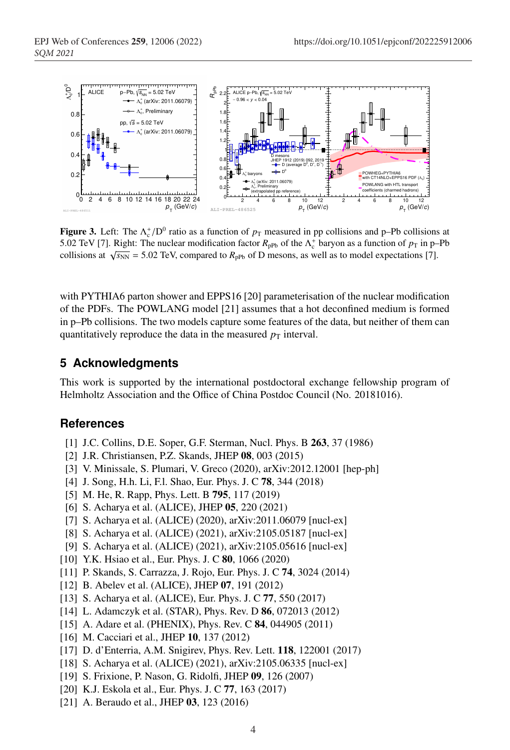ALICE

p–Pb, $\sqrt{s_{NN}}$ = 5.02 TeV

$\Lambda_c^+$ (arXiv: 2011.06079)

$\Lambda_c^+$, Preliminary

pp, $\sqrt{s}$ = 5.02 TeV

$\Lambda_c^+$ (arXiv: 2011.06079)

$\Lambda_c^+/D^0$

$p_T$ (GeV/$c$)

ALI-PREL-486511

ALICE p–Pb, $\sqrt{s_{NN}}$ = 5.02 TeV

−0.96 < $y$ < 0.04

$R_{pPb}$

D mesons

JHEP 1912 (2019) 092, 2019

D (average $D^0$, $D^+$, $D^{*+}$)

$\Lambda_c^+$ baryons

$D^0$

$\Lambda_c^+$ (arXiv: 2011.06079)

$\Lambda_c^+$, Preliminary

(extrapolated pp reference)

POWHEG+PYTHIA6 with CT14NLO+EPPS16 PDF ($\Lambda_c$)

POWLANG with HTL transport coefficients (charmed hadrons)

$p_T$ (GeV/$c$)

ALI-PREL-486525

**Figure 3.** Left: The $\Lambda_c^+/D^0$ ratio as a function of $p_T$ measured in pp collisions and p–Pb collisions at 5.02 TeV [7]. Right: The nuclear modification factor $R_{pPb}$ of the $\Lambda_c^+$ baryon as a function of $p_T$ in p–Pb collisions at $\sqrt{s_{NN}}$ = 5.02 TeV, compared to $R_{pPb}$ of D mesons, as well as to model expectations [7].

with PYTHIA6 parton shower and EPPS16 [20] parameterisation of the nuclear modification of the PDFs. The POWLANG model [21] assumes that a hot deconfined medium is formed in p–Pb collisions. The two models capture some features of the data, but neither of them can quantitatively reproduce the data in the measured $p_T$ interval.

## 5 Acknowledgments

This work is supported by the international postdoctoral exchange fellowship program of Helmholtz Association and the Office of China Postdoc Council (No. 20181016).

## References

[1] J.C. Collins, D.E. Soper, G.F. Sterman, Nucl. Phys. B **263**, 37 (1986)
[2] J.R. Christiansen, P.Z. Skands, JHEP **08**, 003 (2015)
[3] V. Minissale, S. Plumari, V. Greco (2020), arXiv:2012.12001 [hep-ph]
[4] J. Song, H.h. Li, F.l. Shao, Eur. Phys. J. C **78**, 344 (2018)
[5] M. He, R. Rapp, Phys. Lett. B **795**, 117 (2019)
[6] S. Acharya et al. (ALICE), JHEP **05**, 220 (2021)
[7] S. Acharya et al. (ALICE) (2020), arXiv:2011.06079 [nucl-ex]
[8] S. Acharya et al. (ALICE) (2021), arXiv:2105.05187 [nucl-ex]
[9] S. Acharya et al. (ALICE) (2021), arXiv:2105.05616 [nucl-ex]
[10] Y.K. Hsiao et al., Eur. Phys. J. C **80**, 1066 (2020)
[11] P. Skands, S. Carrazza, J. Rojo, Eur. Phys. J. C **74**, 3024 (2014)
[12] B. Abelev et al. (ALICE), JHEP **07**, 191 (2012)
[13] S. Acharya et al. (ALICE), Eur. Phys. J. C **77**, 550 (2017)
[14] L. Adamczyk et al. (STAR), Phys. Rev. D **86**, 072013 (2012)
[15] A. Adare et al. (PHENIX), Phys. Rev. C **84**, 044905 (2011)
[16] M. Cacciari et al., JHEP **10**, 137 (2012)
[17] D. d'Enterria, A.M. Snigirev, Phys. Rev. Lett. **118**, 122001 (2017)
[18] S. Acharya et al. (ALICE) (2021), arXiv:2105.06335 [nucl-ex]
[19] S. Frixione, P. Nason, G. Ridolfi, JHEP **09**, 126 (2007)
[20] K.J. Eskola et al., Eur. Phys. J. C **77**, 163 (2017)
[21] A. Beraudo et al., JHEP **03**, 123 (2016)